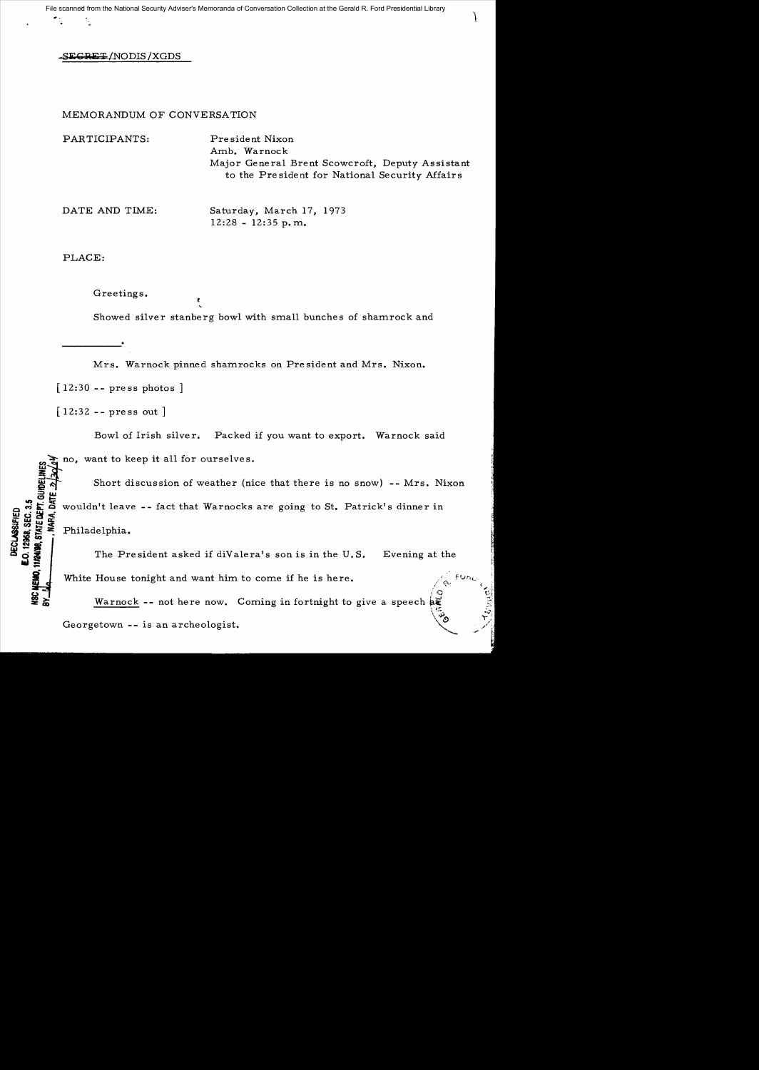SECRET/NODIS/XGDS

MEMORANDUM OF CONVERSATION

PARTICIPANTS: President Nixon
Amb. Warnock
Major General Brent Scowcroft, Deputy Assistant to the President for National Security Affairs

DATE AND TIME: Saturday, March 17, 1973
12:28 - 12:35 p.m.

PLACE:

Greetings.

Showed silver stanberg bowl with small bunches of shamrock and ___________.

Mrs. Warnock pinned shamrocks on President and Mrs. Nixon.

[12:30 -- press photos]

[12:32 -- press out]

Bowl of Irish silver. Packed if you want to export. Warnock said no, want to keep it all for ourselves.

Short discussion of weather (nice that there is no snow) -- Mrs. Nixon wouldn't leave -- fact that Warnocks are going to St. Patrick's dinner in Philadelphia.

The President asked if diValera's son is in the U.S. Evening at the White House tonight and want him to come if he is here.

Warnock -- not here now. Coming in fortnight to give a speech at Georgetown -- is an archeologist.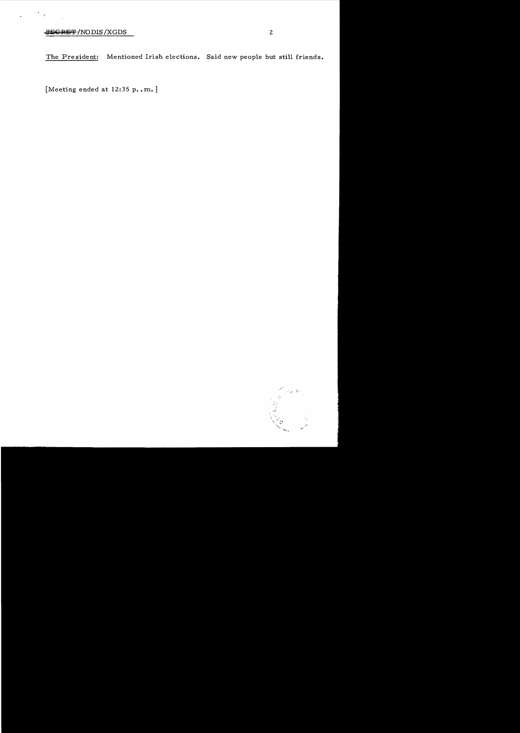SECRET/NODIS/XGDS

The President: Mentioned Irish elections. Said new people but still friends.

[Meeting ended at 12:35 p..m.]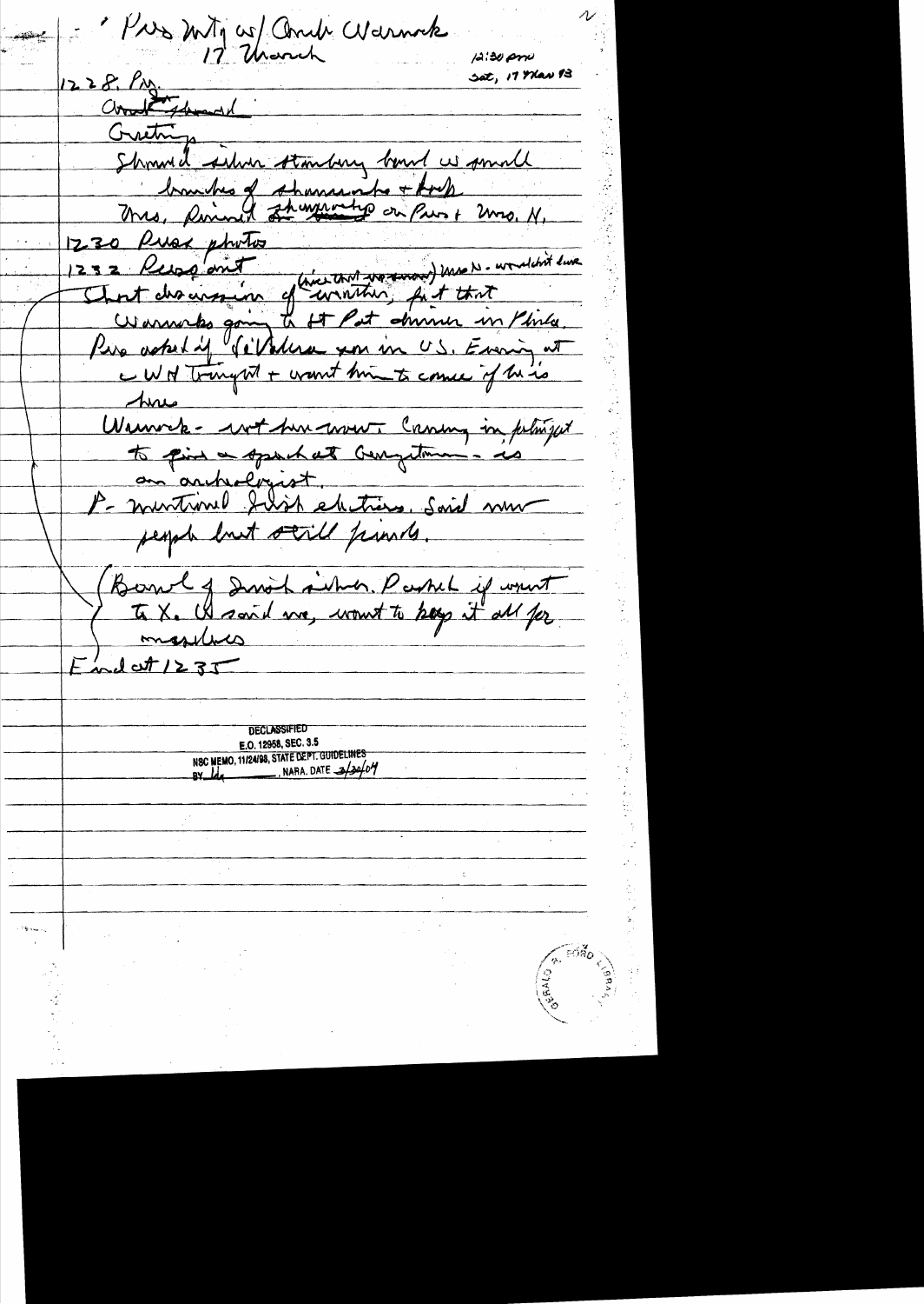Pres mtg w/ Amb Warnock
17 March

12:30 pm
Sat, 17 Mar 93

1228 Pres.
Amb shared
Greetings
Showed silver stanbury bowl w/ small bunches of shamrocks + fork
Mrs. Ruined shamrocks on Pres + Mrs. N.

1230 Press photos

1232 Press out
Short discussion of weather, (nice that we arrived) Mrs N. - wouldn't dare
& that Warnocks going to St Pat dinner in Phila.
Pres asked if deValera son in US. Evening at c WH tonight + want him to come if he is here.

Warnock - not his son. Cranning in postings to give a speech at Georgetown - is an archeologist.

P - mentioned Irish elections. Said new people but still friends.

(Bowl of Irish silver. Pastel if went to X. W said no, want to keep it all for ourselves

End at 1235

DECLASSIFIED
E.O. 12958, SEC. 3.5
NSC MEMO, 11/24/98, STATE DEPT. GUIDELINES
BY [illegible], NARA, DATE 3/30/04